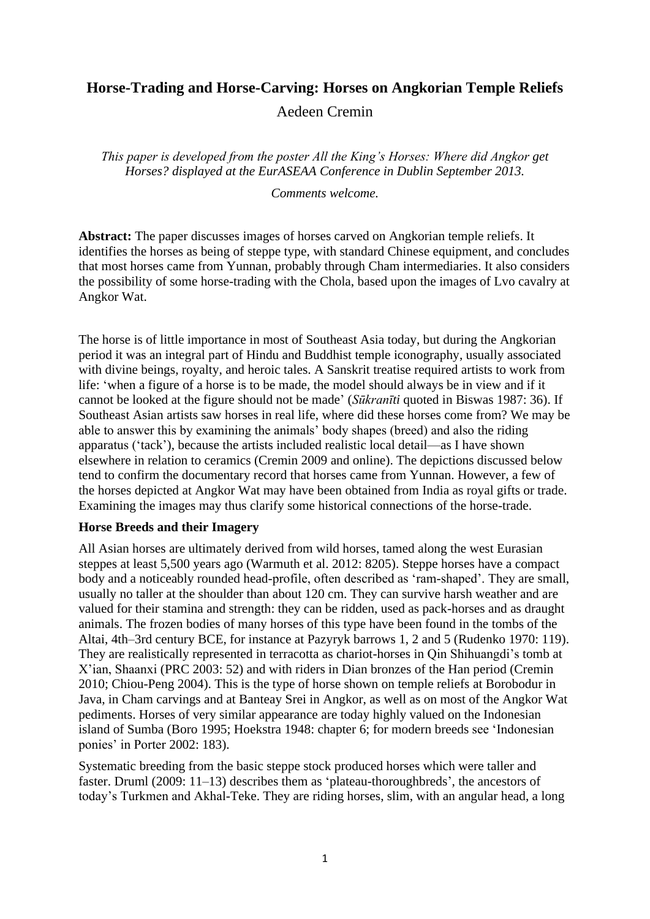# Horse-Trading and Horse-Carving: Horses on Angkorian Temple Reliefs

Aedeen Cremin

*This paper is developed from the poster All the King's Horses: Where did Angkor get Horses? displayed at the EurASEAA Conference in Dublin September 2013.*

*Comments welcome.*

**Abstract:** The paper discusses images of horses carved on Angkorian temple reliefs. It identifies the horses as being of steppe type, with standard Chinese equipment, and concludes that most horses came from Yunnan, probably through Cham intermediaries. It also considers the possibility of some horse-trading with the Chola, based upon the images of Lvo cavalry at Angkor Wat.

The horse is of little importance in most of Southeast Asia today, but during the Angkorian period it was an integral part of Hindu and Buddhist temple iconography, usually associated with divine beings, royalty, and heroic tales. A Sanskrit treatise required artists to work from life: 'when a figure of a horse is to be made, the model should always be in view and if it cannot be looked at the figure should not be made' (*Sūkranīti* quoted in Biswas 1987: 36). If Southeast Asian artists saw horses in real life, where did these horses come from? We may be able to answer this by examining the animals' body shapes (breed) and also the riding apparatus ('tack'), because the artists included realistic local detail—as I have shown elsewhere in relation to ceramics (Cremin 2009 and online). The depictions discussed below tend to confirm the documentary record that horses came from Yunnan. However, a few of the horses depicted at Angkor Wat may have been obtained from India as royal gifts or trade. Examining the images may thus clarify some historical connections of the horse-trade.

## Horse Breeds and their Imagery

All Asian horses are ultimately derived from wild horses, tamed along the west Eurasian steppes at least 5,500 years ago (Warmuth et al. 2012: 8205). Steppe horses have a compact body and a noticeably rounded head-profile, often described as 'ram-shaped'. They are small, usually no taller at the shoulder than about 120 cm. They can survive harsh weather and are valued for their stamina and strength: they can be ridden, used as pack-horses and as draught animals. The frozen bodies of many horses of this type have been found in the tombs of the Altai, 4th–3rd century BCE, for instance at Pazyryk barrows 1, 2 and 5 (Rudenko 1970: 119). They are realistically represented in terracotta as chariot-horses in Qin Shihuangdi's tomb at X'ian, Shaanxi (PRC 2003: 52) and with riders in Dian bronzes of the Han period (Cremin 2010; Chiou-Peng 2004). This is the type of horse shown on temple reliefs at Borobodur in Java, in Cham carvings and at Banteay Srei in Angkor, as well as on most of the Angkor Wat pediments. Horses of very similar appearance are today highly valued on the Indonesian island of Sumba (Boro 1995; Hoekstra 1948: chapter 6; for modern breeds see 'Indonesian ponies' in Porter 2002: 183).

Systematic breeding from the basic steppe stock produced horses which were taller and faster. Druml (2009: 11–13) describes them as 'plateau-thoroughbreds', the ancestors of today's Turkmen and Akhal-Teke. They are riding horses, slim, with an angular head, a long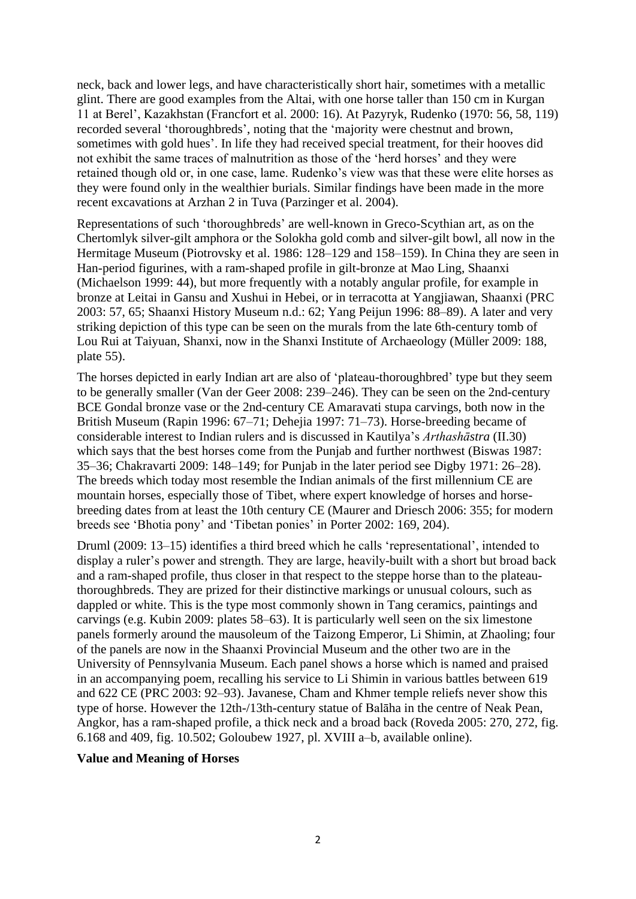neck, back and lower legs, and have characteristically short hair, sometimes with a metallic glint. There are good examples from the Altai, with one horse taller than 150 cm in Kurgan 11 at Berel', Kazakhstan (Francfort et al. 2000: 16). At Pazyryk, Rudenko (1970: 56, 58, 119) recorded several 'thoroughbreds', noting that the 'majority were chestnut and brown, sometimes with gold hues'. In life they had received special treatment, for their hooves did not exhibit the same traces of malnutrition as those of the 'herd horses' and they were retained though old or, in one case, lame. Rudenko's view was that these were elite horses as they were found only in the wealthier burials. Similar findings have been made in the more recent excavations at Arzhan 2 in Tuva (Parzinger et al. 2004).

Representations of such 'thoroughbreds' are well-known in Greco-Scythian art, as on the Chertomlyk silver-gilt amphora or the Solokha gold comb and silver-gilt bowl, all now in the Hermitage Museum (Piotrovsky et al. 1986: 128–129 and 158–159). In China they are seen in Han-period figurines, with a ram-shaped profile in gilt-bronze at Mao Ling, Shaanxi (Michaelson 1999: 44), but more frequently with a notably angular profile, for example in bronze at Leitai in Gansu and Xushui in Hebei, or in terracotta at Yangjiawan, Shaanxi (PRC 2003: 57, 65; Shaanxi History Museum n.d.: 62; Yang Peijun 1996: 88–89). A later and very striking depiction of this type can be seen on the murals from the late 6th-century tomb of Lou Rui at Taiyuan, Shanxi, now in the Shanxi Institute of Archaeology (Müller 2009: 188, plate 55).

The horses depicted in early Indian art are also of 'plateau-thoroughbred' type but they seem to be generally smaller (Van der Geer 2008: 239–246). They can be seen on the 2nd-century BCE Gondal bronze vase or the 2nd-century CE Amaravati stupa carvings, both now in the British Museum (Rapin 1996: 67–71; Dehejia 1997: 71–73). Horse-breeding became of considerable interest to Indian rulers and is discussed in Kautilya's *Arthashāstra* (II.30) which says that the best horses come from the Punjab and further northwest (Biswas 1987: 35–36; Chakravarti 2009: 148–149; for Punjab in the later period see Digby 1971: 26–28). The breeds which today most resemble the Indian animals of the first millennium CE are mountain horses, especially those of Tibet, where expert knowledge of horses and horse-breeding dates from at least the 10th century CE (Maurer and Driesch 2006: 355; for modern breeds see 'Bhotia pony' and 'Tibetan ponies' in Porter 2002: 169, 204).

Druml (2009: 13–15) identifies a third breed which he calls 'representational', intended to display a ruler's power and strength. They are large, heavily-built with a short but broad back and a ram-shaped profile, thus closer in that respect to the steppe horse than to the plateau-thoroughbreds. They are prized for their distinctive markings or unusual colours, such as dappled or white. This is the type most commonly shown in Tang ceramics, paintings and carvings (e.g. Kubin 2009: plates 58–63). It is particularly well seen on the six limestone panels formerly around the mausoleum of the Taizong Emperor, Li Shimin, at Zhaoling; four of the panels are now in the Shaanxi Provincial Museum and the other two are in the University of Pennsylvania Museum. Each panel shows a horse which is named and praised in an accompanying poem, recalling his service to Li Shimin in various battles between 619 and 622 CE (PRC 2003: 92–93). Javanese, Cham and Khmer temple reliefs never show this type of horse. However the 12th-/13th-century statue of Balāha in the centre of Neak Pean, Angkor, has a ram-shaped profile, a thick neck and a broad back (Roveda 2005: 270, 272, fig. 6.168 and 409, fig. 10.502; Goloubew 1927, pl. XVIII a–b, available online).

**Value and Meaning of Horses**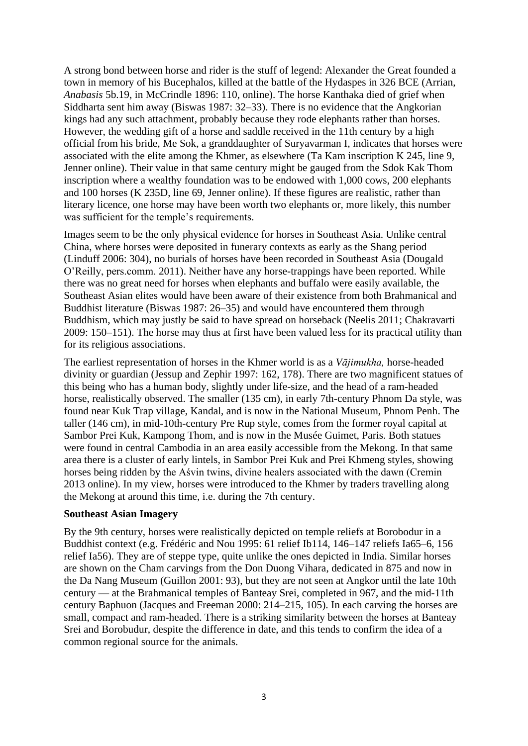A strong bond between horse and rider is the stuff of legend: Alexander the Great founded a town in memory of his Bucephalos, killed at the battle of the Hydaspes in 326 BCE (Arrian, *Anabasis* 5b.19, in McCrindle 1896: 110, online). The horse Kanthaka died of grief when Siddharta sent him away (Biswas 1987: 32–33). There is no evidence that the Angkorian kings had any such attachment, probably because they rode elephants rather than horses. However, the wedding gift of a horse and saddle received in the 11th century by a high official from his bride, Me Sok, a granddaughter of Suryavarman I, indicates that horses were associated with the elite among the Khmer, as elsewhere (Ta Kam inscription K 245, line 9, Jenner online). Their value in that same century might be gauged from the Sdok Kak Thom inscription where a wealthy foundation was to be endowed with 1,000 cows, 200 elephants and 100 horses (K 235D, line 69, Jenner online). If these figures are realistic, rather than literary licence, one horse may have been worth two elephants or, more likely, this number was sufficient for the temple's requirements.

Images seem to be the only physical evidence for horses in Southeast Asia. Unlike central China, where horses were deposited in funerary contexts as early as the Shang period (Linduff 2006: 304), no burials of horses have been recorded in Southeast Asia (Dougald O'Reilly, pers.comm. 2011). Neither have any horse-trappings have been reported. While there was no great need for horses when elephants and buffalo were easily available, the Southeast Asian elites would have been aware of their existence from both Brahmanical and Buddhist literature (Biswas 1987: 26–35) and would have encountered them through Buddhism, which may justly be said to have spread on horseback (Neelis 2011; Chakravarti 2009: 150–151). The horse may thus at first have been valued less for its practical utility than for its religious associations.

The earliest representation of horses in the Khmer world is as a *Vājimukha,* horse-headed divinity or guardian (Jessup and Zephir 1997: 162, 178). There are two magnificent statues of this being who has a human body, slightly under life-size, and the head of a ram-headed horse, realistically observed. The smaller (135 cm), in early 7th-century Phnom Da style, was found near Kuk Trap village, Kandal, and is now in the National Museum, Phnom Penh. The taller (146 cm), in mid-10th-century Pre Rup style, comes from the former royal capital at Sambor Prei Kuk, Kampong Thom, and is now in the Musée Guimet, Paris. Both statues were found in central Cambodia in an area easily accessible from the Mekong. In that same area there is a cluster of early lintels, in Sambor Prei Kuk and Prei Khmeng styles, showing horses being ridden by the Aśvin twins, divine healers associated with the dawn (Cremin 2013 online). In my view, horses were introduced to the Khmer by traders travelling along the Mekong at around this time, i.e. during the 7th century.

**Southeast Asian Imagery**

By the 9th century, horses were realistically depicted on temple reliefs at Borobodur in a Buddhist context (e.g. Frédéric and Nou 1995: 61 relief Ib114, 146–147 reliefs Ia65–6, 156 relief Ia56). They are of steppe type, quite unlike the ones depicted in India. Similar horses are shown on the Cham carvings from the Don Duong Vihara, dedicated in 875 and now in the Da Nang Museum (Guillon 2001: 93), but they are not seen at Angkor until the late 10th century — at the Brahmanical temples of Banteay Srei, completed in 967, and the mid-11th century Baphuon (Jacques and Freeman 2000: 214–215, 105). In each carving the horses are small, compact and ram-headed. There is a striking similarity between the horses at Banteay Srei and Borobudur, despite the difference in date, and this tends to confirm the idea of a common regional source for the animals.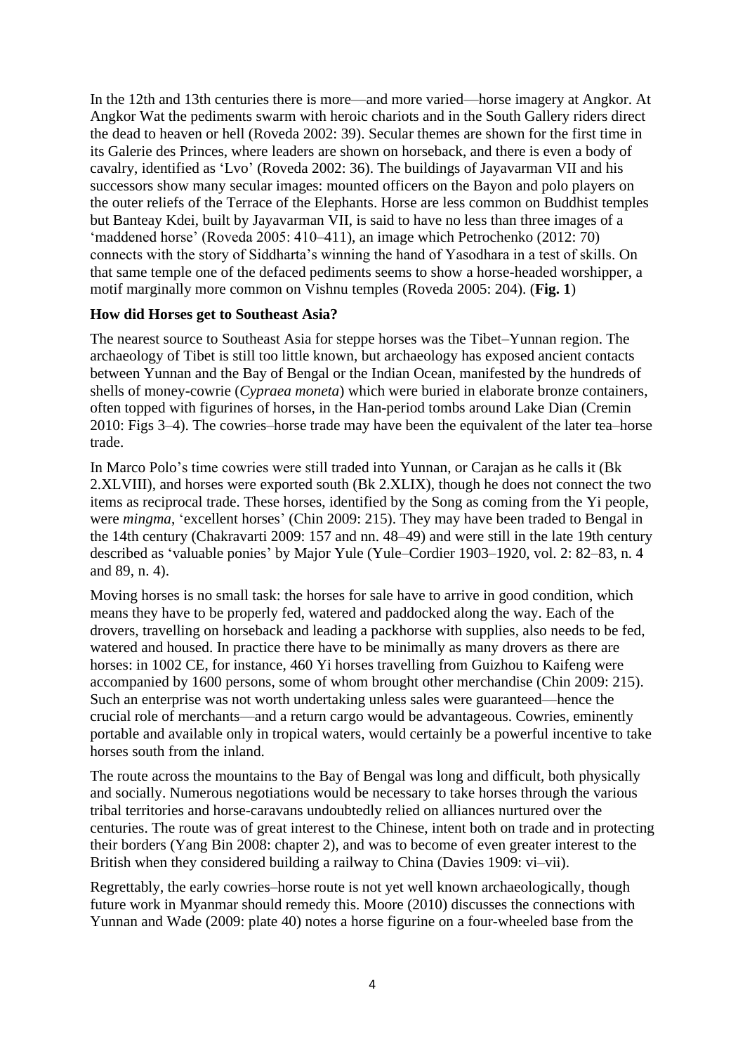In the 12th and 13th centuries there is more—and more varied—horse imagery at Angkor. At Angkor Wat the pediments swarm with heroic chariots and in the South Gallery riders direct the dead to heaven or hell (Roveda 2002: 39). Secular themes are shown for the first time in its Galerie des Princes, where leaders are shown on horseback, and there is even a body of cavalry, identified as 'Lvo' (Roveda 2002: 36). The buildings of Jayavarman VII and his successors show many secular images: mounted officers on the Bayon and polo players on the outer reliefs of the Terrace of the Elephants. Horse are less common on Buddhist temples but Banteay Kdei, built by Jayavarman VII, is said to have no less than three images of a 'maddened horse' (Roveda 2005: 410–411), an image which Petrochenko (2012: 70) connects with the story of Siddharta's winning the hand of Yasodhara in a test of skills. On that same temple one of the defaced pediments seems to show a horse-headed worshipper, a motif marginally more common on Vishnu temples (Roveda 2005: 204). (**Fig. 1**)

**How did Horses get to Southeast Asia?**

The nearest source to Southeast Asia for steppe horses was the Tibet–Yunnan region. The archaeology of Tibet is still too little known, but archaeology has exposed ancient contacts between Yunnan and the Bay of Bengal or the Indian Ocean, manifested by the hundreds of shells of money-cowrie (*Cypraea moneta*) which were buried in elaborate bronze containers, often topped with figurines of horses, in the Han-period tombs around Lake Dian (Cremin 2010: Figs 3–4). The cowries–horse trade may have been the equivalent of the later tea–horse trade.

In Marco Polo's time cowries were still traded into Yunnan, or Carajan as he calls it (Bk 2.XLVIII), and horses were exported south (Bk 2.XLIX), though he does not connect the two items as reciprocal trade. These horses, identified by the Song as coming from the Yi people, were *mingma*, 'excellent horses' (Chin 2009: 215). They may have been traded to Bengal in the 14th century (Chakravarti 2009: 157 and nn. 48–49) and were still in the late 19th century described as 'valuable ponies' by Major Yule (Yule–Cordier 1903–1920, vol. 2: 82–83, n. 4 and 89, n. 4).

Moving horses is no small task: the horses for sale have to arrive in good condition, which means they have to be properly fed, watered and paddocked along the way. Each of the drovers, travelling on horseback and leading a packhorse with supplies, also needs to be fed, watered and housed. In practice there have to be minimally as many drovers as there are horses: in 1002 CE, for instance, 460 Yi horses travelling from Guizhou to Kaifeng were accompanied by 1600 persons, some of whom brought other merchandise (Chin 2009: 215). Such an enterprise was not worth undertaking unless sales were guaranteed—hence the crucial role of merchants—and a return cargo would be advantageous. Cowries, eminently portable and available only in tropical waters, would certainly be a powerful incentive to take horses south from the inland.

The route across the mountains to the Bay of Bengal was long and difficult, both physically and socially. Numerous negotiations would be necessary to take horses through the various tribal territories and horse-caravans undoubtedly relied on alliances nurtured over the centuries. The route was of great interest to the Chinese, intent both on trade and in protecting their borders (Yang Bin 2008: chapter 2), and was to become of even greater interest to the British when they considered building a railway to China (Davies 1909: vi–vii).

Regrettably, the early cowries–horse route is not yet well known archaeologically, though future work in Myanmar should remedy this. Moore (2010) discusses the connections with Yunnan and Wade (2009: plate 40) notes a horse figurine on a four-wheeled base from the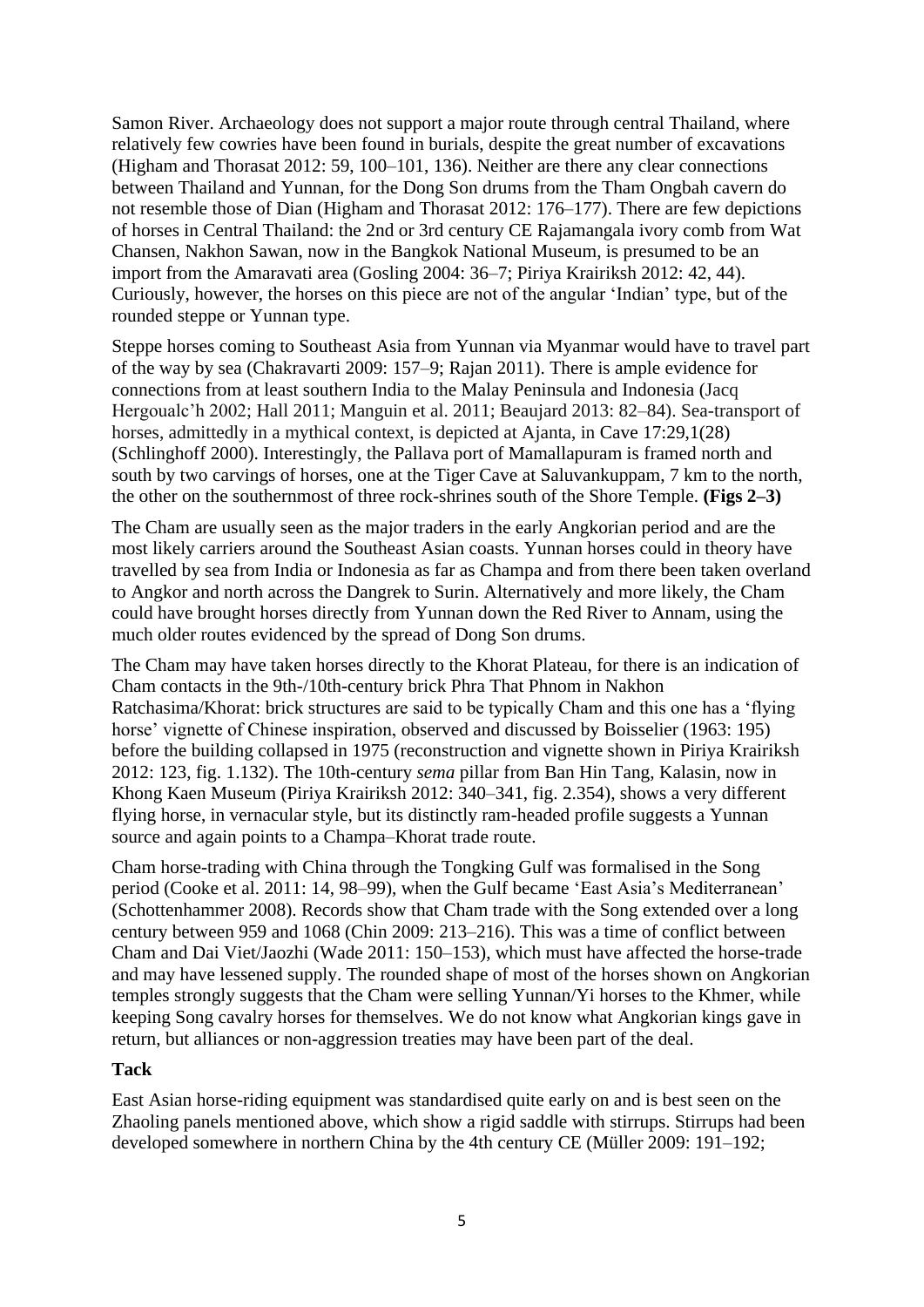Samon River. Archaeology does not support a major route through central Thailand, where relatively few cowries have been found in burials, despite the great number of excavations (Higham and Thorasat 2012: 59, 100–101, 136). Neither are there any clear connections between Thailand and Yunnan, for the Dong Son drums from the Tham Ongbah cavern do not resemble those of Dian (Higham and Thorasat 2012: 176–177). There are few depictions of horses in Central Thailand: the 2nd or 3rd century CE Rajamangala ivory comb from Wat Chansen, Nakhon Sawan, now in the Bangkok National Museum, is presumed to be an import from the Amaravati area (Gosling 2004: 36–7; Piriya Krairiksh 2012: 42, 44). Curiously, however, the horses on this piece are not of the angular 'Indian' type, but of the rounded steppe or Yunnan type.

Steppe horses coming to Southeast Asia from Yunnan via Myanmar would have to travel part of the way by sea (Chakravarti 2009: 157–9; Rajan 2011). There is ample evidence for connections from at least southern India to the Malay Peninsula and Indonesia (Jacq Hergoualc'h 2002; Hall 2011; Manguin et al. 2011; Beaujard 2013: 82–84). Sea-transport of horses, admittedly in a mythical context, is depicted at Ajanta, in Cave 17:29,1(28) (Schlinghoff 2000). Interestingly, the Pallava port of Mamallapuram is framed north and south by two carvings of horses, one at the Tiger Cave at Saluvankuppam, 7 km to the north, the other on the southernmost of three rock-shrines south of the Shore Temple. **(Figs 2–3)**

The Cham are usually seen as the major traders in the early Angkorian period and are the most likely carriers around the Southeast Asian coasts. Yunnan horses could in theory have travelled by sea from India or Indonesia as far as Champa and from there been taken overland to Angkor and north across the Dangrek to Surin. Alternatively and more likely, the Cham could have brought horses directly from Yunnan down the Red River to Annam, using the much older routes evidenced by the spread of Dong Son drums.

The Cham may have taken horses directly to the Khorat Plateau, for there is an indication of Cham contacts in the 9th-/10th-century brick Phra That Phnom in Nakhon Ratchasima/Khorat: brick structures are said to be typically Cham and this one has a 'flying horse' vignette of Chinese inspiration, observed and discussed by Boisselier (1963: 195) before the building collapsed in 1975 (reconstruction and vignette shown in Piriya Krairiksh 2012: 123, fig. 1.132). The 10th-century *sema* pillar from Ban Hin Tang, Kalasin, now in Khong Kaen Museum (Piriya Krairiksh 2012: 340–341, fig. 2.354), shows a very different flying horse, in vernacular style, but its distinctly ram-headed profile suggests a Yunnan source and again points to a Champa–Khorat trade route.

Cham horse-trading with China through the Tongking Gulf was formalised in the Song period (Cooke et al. 2011: 14, 98–99), when the Gulf became 'East Asia's Mediterranean' (Schottenhammer 2008). Records show that Cham trade with the Song extended over a long century between 959 and 1068 (Chin 2009: 213–216). This was a time of conflict between Cham and Dai Viet/Jaozhi (Wade 2011: 150–153), which must have affected the horse-trade and may have lessened supply. The rounded shape of most of the horses shown on Angkorian temples strongly suggests that the Cham were selling Yunnan/Yi horses to the Khmer, while keeping Song cavalry horses for themselves. We do not know what Angkorian kings gave in return, but alliances or non-aggression treaties may have been part of the deal.

**Tack**

East Asian horse-riding equipment was standardised quite early on and is best seen on the Zhaoling panels mentioned above, which show a rigid saddle with stirrups. Stirrups had been developed somewhere in northern China by the 4th century CE (Müller 2009: 191–192;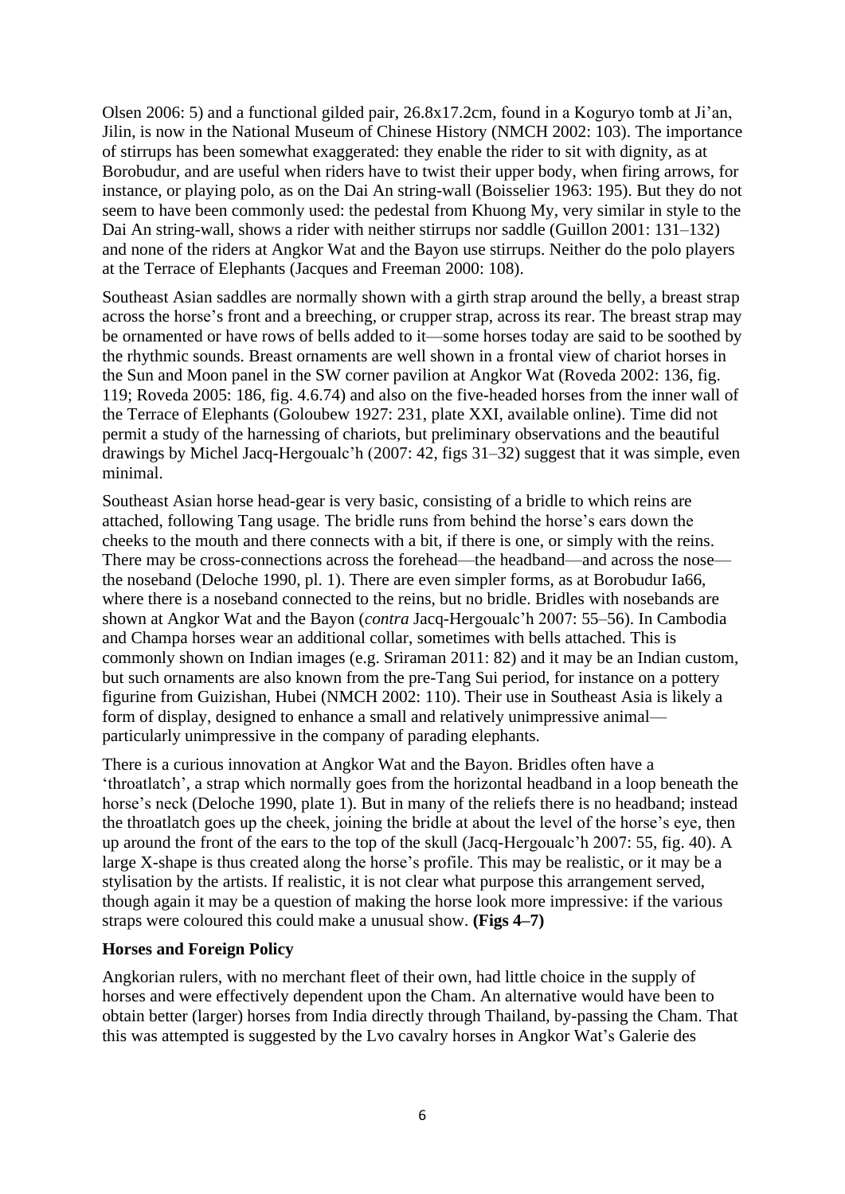Olsen 2006: 5) and a functional gilded pair, 26.8x17.2cm, found in a Koguryo tomb at Ji'an, Jilin, is now in the National Museum of Chinese History (NMCH 2002: 103). The importance of stirrups has been somewhat exaggerated: they enable the rider to sit with dignity, as at Borobudur, and are useful when riders have to twist their upper body, when firing arrows, for instance, or playing polo, as on the Dai An string-wall (Boisselier 1963: 195). But they do not seem to have been commonly used: the pedestal from Khuong My, very similar in style to the Dai An string-wall, shows a rider with neither stirrups nor saddle (Guillon 2001: 131–132) and none of the riders at Angkor Wat and the Bayon use stirrups. Neither do the polo players at the Terrace of Elephants (Jacques and Freeman 2000: 108).

Southeast Asian saddles are normally shown with a girth strap around the belly, a breast strap across the horse's front and a breeching, or crupper strap, across its rear. The breast strap may be ornamented or have rows of bells added to it—some horses today are said to be soothed by the rhythmic sounds. Breast ornaments are well shown in a frontal view of chariot horses in the Sun and Moon panel in the SW corner pavilion at Angkor Wat (Roveda 2002: 136, fig. 119; Roveda 2005: 186, fig. 4.6.74) and also on the five-headed horses from the inner wall of the Terrace of Elephants (Goloubew 1927: 231, plate XXI, available online). Time did not permit a study of the harnessing of chariots, but preliminary observations and the beautiful drawings by Michel Jacq-Hergoualc'h (2007: 42, figs 31–32) suggest that it was simple, even minimal.

Southeast Asian horse head-gear is very basic, consisting of a bridle to which reins are attached, following Tang usage. The bridle runs from behind the horse's ears down the cheeks to the mouth and there connects with a bit, if there is one, or simply with the reins. There may be cross-connections across the forehead—the headband—and across the nose—the noseband (Deloche 1990, pl. 1). There are even simpler forms, as at Borobudur Ia66, where there is a noseband connected to the reins, but no bridle. Bridles with nosebands are shown at Angkor Wat and the Bayon (*contra* Jacq-Hergoualc'h 2007: 55–56). In Cambodia and Champa horses wear an additional collar, sometimes with bells attached. This is commonly shown on Indian images (e.g. Sriraman 2011: 82) and it may be an Indian custom, but such ornaments are also known from the pre-Tang Sui period, for instance on a pottery figurine from Guizishan, Hubei (NMCH 2002: 110). Their use in Southeast Asia is likely a form of display, designed to enhance a small and relatively unimpressive animal—particularly unimpressive in the company of parading elephants.

There is a curious innovation at Angkor Wat and the Bayon. Bridles often have a 'throatlatch', a strap which normally goes from the horizontal headband in a loop beneath the horse's neck (Deloche 1990, plate 1). But in many of the reliefs there is no headband; instead the throatlatch goes up the cheek, joining the bridle at about the level of the horse's eye, then up around the front of the ears to the top of the skull (Jacq-Hergoualc'h 2007: 55, fig. 40). A large X-shape is thus created along the horse's profile. This may be realistic, or it may be a stylisation by the artists. If realistic, it is not clear what purpose this arrangement served, though again it may be a question of making the horse look more impressive: if the various straps were coloured this could make a unusual show. **(Figs 4–7)**

### Horses and Foreign Policy

Angkorian rulers, with no merchant fleet of their own, had little choice in the supply of horses and were effectively dependent upon the Cham. An alternative would have been to obtain better (larger) horses from India directly through Thailand, by-passing the Cham. That this was attempted is suggested by the Lvo cavalry horses in Angkor Wat's Galerie des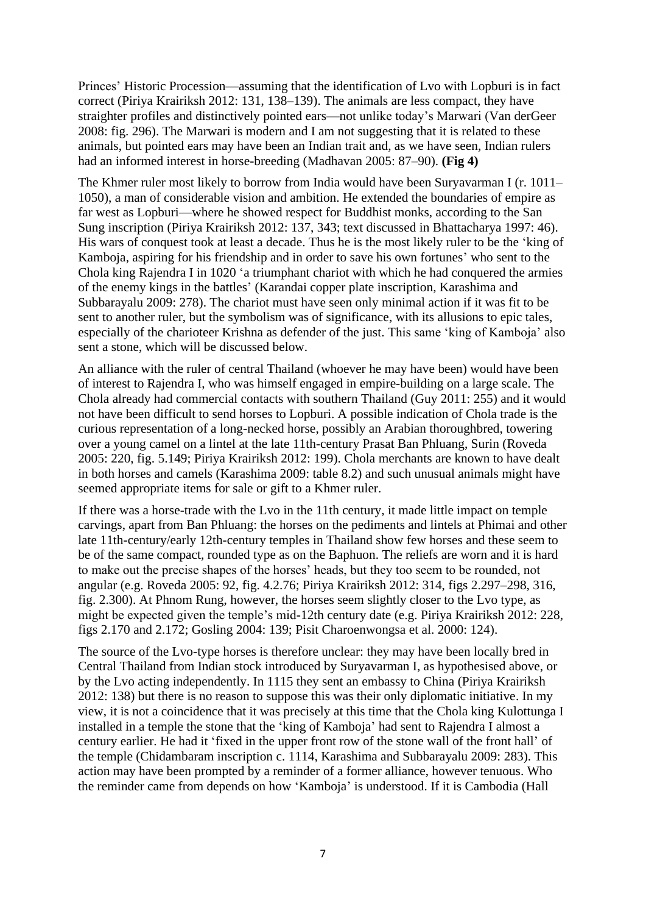Princes' Historic Procession—assuming that the identification of Lvo with Lopburi is in fact correct (Piriya Krairiksh 2012: 131, 138–139). The animals are less compact, they have straighter profiles and distinctively pointed ears—not unlike today's Marwari (Van derGeer 2008: fig. 296). The Marwari is modern and I am not suggesting that it is related to these animals, but pointed ears may have been an Indian trait and, as we have seen, Indian rulers had an informed interest in horse-breeding (Madhavan 2005: 87–90). **(Fig 4)**

The Khmer ruler most likely to borrow from India would have been Suryavarman I (r. 1011–1050), a man of considerable vision and ambition. He extended the boundaries of empire as far west as Lopburi—where he showed respect for Buddhist monks, according to the San Sung inscription (Piriya Krairiksh 2012: 137, 343; text discussed in Bhattacharya 1997: 46). His wars of conquest took at least a decade. Thus he is the most likely ruler to be the 'king of Kamboja, aspiring for his friendship and in order to save his own fortunes' who sent to the Chola king Rajendra I in 1020 'a triumphant chariot with which he had conquered the armies of the enemy kings in the battles' (Karandai copper plate inscription, Karashima and Subbarayalu 2009: 278). The chariot must have seen only minimal action if it was fit to be sent to another ruler, but the symbolism was of significance, with its allusions to epic tales, especially of the charioteer Krishna as defender of the just. This same 'king of Kamboja' also sent a stone, which will be discussed below.

An alliance with the ruler of central Thailand (whoever he may have been) would have been of interest to Rajendra I, who was himself engaged in empire-building on a large scale. The Chola already had commercial contacts with southern Thailand (Guy 2011: 255) and it would not have been difficult to send horses to Lopburi. A possible indication of Chola trade is the curious representation of a long-necked horse, possibly an Arabian thoroughbred, towering over a young camel on a lintel at the late 11th-century Prasat Ban Phluang, Surin (Roveda 2005: 220, fig. 5.149; Piriya Krairiksh 2012: 199). Chola merchants are known to have dealt in both horses and camels (Karashima 2009: table 8.2) and such unusual animals might have seemed appropriate items for sale or gift to a Khmer ruler.

If there was a horse-trade with the Lvo in the 11th century, it made little impact on temple carvings, apart from Ban Phluang: the horses on the pediments and lintels at Phimai and other late 11th-century/early 12th-century temples in Thailand show few horses and these seem to be of the same compact, rounded type as on the Baphuon. The reliefs are worn and it is hard to make out the precise shapes of the horses' heads, but they too seem to be rounded, not angular (e.g. Roveda 2005: 92, fig. 4.2.76; Piriya Krairiksh 2012: 314, figs 2.297–298, 316, fig. 2.300). At Phnom Rung, however, the horses seem slightly closer to the Lvo type, as might be expected given the temple's mid-12th century date (e.g. Piriya Krairiksh 2012: 228, figs 2.170 and 2.172; Gosling 2004: 139; Pisit Charoenwongsa et al. 2000: 124).

The source of the Lvo-type horses is therefore unclear: they may have been locally bred in Central Thailand from Indian stock introduced by Suryavarman I, as hypothesised above, or by the Lvo acting independently. In 1115 they sent an embassy to China (Piriya Krairiksh 2012: 138) but there is no reason to suppose this was their only diplomatic initiative. In my view, it is not a coincidence that it was precisely at this time that the Chola king Kulottunga I installed in a temple the stone that the 'king of Kamboja' had sent to Rajendra I almost a century earlier. He had it 'fixed in the upper front row of the stone wall of the front hall' of the temple (Chidambaram inscription c. 1114, Karashima and Subbarayalu 2009: 283). This action may have been prompted by a reminder of a former alliance, however tenuous. Who the reminder came from depends on how 'Kamboja' is understood. If it is Cambodia (Hall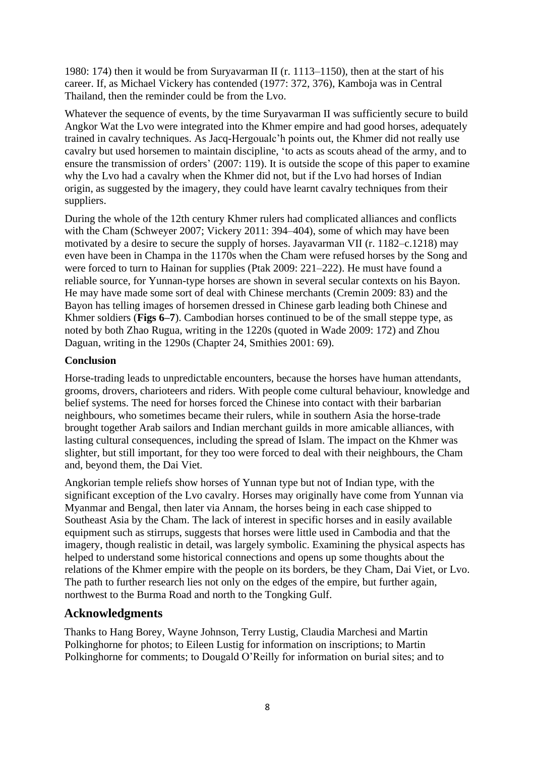1980: 174) then it would be from Suryavarman II (r. 1113–1150), then at the start of his career. If, as Michael Vickery has contended (1977: 372, 376), Kamboja was in Central Thailand, then the reminder could be from the Lvo.

Whatever the sequence of events, by the time Suryavarman II was sufficiently secure to build Angkor Wat the Lvo were integrated into the Khmer empire and had good horses, adequately trained in cavalry techniques. As Jacq-Hergoualc'h points out, the Khmer did not really use cavalry but used horsemen to maintain discipline, 'to acts as scouts ahead of the army, and to ensure the transmission of orders' (2007: 119). It is outside the scope of this paper to examine why the Lvo had a cavalry when the Khmer did not, but if the Lvo had horses of Indian origin, as suggested by the imagery, they could have learnt cavalry techniques from their suppliers.

During the whole of the 12th century Khmer rulers had complicated alliances and conflicts with the Cham (Schweyer 2007; Vickery 2011: 394–404), some of which may have been motivated by a desire to secure the supply of horses. Jayavarman VII (r. 1182–c.1218) may even have been in Champa in the 1170s when the Cham were refused horses by the Song and were forced to turn to Hainan for supplies (Ptak 2009: 221–222). He must have found a reliable source, for Yunnan-type horses are shown in several secular contexts on his Bayon. He may have made some sort of deal with Chinese merchants (Cremin 2009: 83) and the Bayon has telling images of horsemen dressed in Chinese garb leading both Chinese and Khmer soldiers (**Figs 6–7**). Cambodian horses continued to be of the small steppe type, as noted by both Zhao Rugua, writing in the 1220s (quoted in Wade 2009: 172) and Zhou Daguan, writing in the 1290s (Chapter 24, Smithies 2001: 69).

**Conclusion**

Horse-trading leads to unpredictable encounters, because the horses have human attendants, grooms, drovers, charioteers and riders. With people come cultural behaviour, knowledge and belief systems. The need for horses forced the Chinese into contact with their barbarian neighbours, who sometimes became their rulers, while in southern Asia the horse-trade brought together Arab sailors and Indian merchant guilds in more amicable alliances, with lasting cultural consequences, including the spread of Islam. The impact on the Khmer was slighter, but still important, for they too were forced to deal with their neighbours, the Cham and, beyond them, the Dai Viet.

Angkorian temple reliefs show horses of Yunnan type but not of Indian type, with the significant exception of the Lvo cavalry. Horses may originally have come from Yunnan via Myanmar and Bengal, then later via Annam, the horses being in each case shipped to Southeast Asia by the Cham. The lack of interest in specific horses and in easily available equipment such as stirrups, suggests that horses were little used in Cambodia and that the imagery, though realistic in detail, was largely symbolic. Examining the physical aspects has helped to understand some historical connections and opens up some thoughts about the relations of the Khmer empire with the people on its borders, be they Cham, Dai Viet, or Lvo. The path to further research lies not only on the edges of the empire, but further again, northwest to the Burma Road and north to the Tongking Gulf.

## Acknowledgments

Thanks to Hang Borey, Wayne Johnson, Terry Lustig, Claudia Marchesi and Martin Polkinghorne for photos; to Eileen Lustig for information on inscriptions; to Martin Polkinghorne for comments; to Dougald O'Reilly for information on burial sites; and to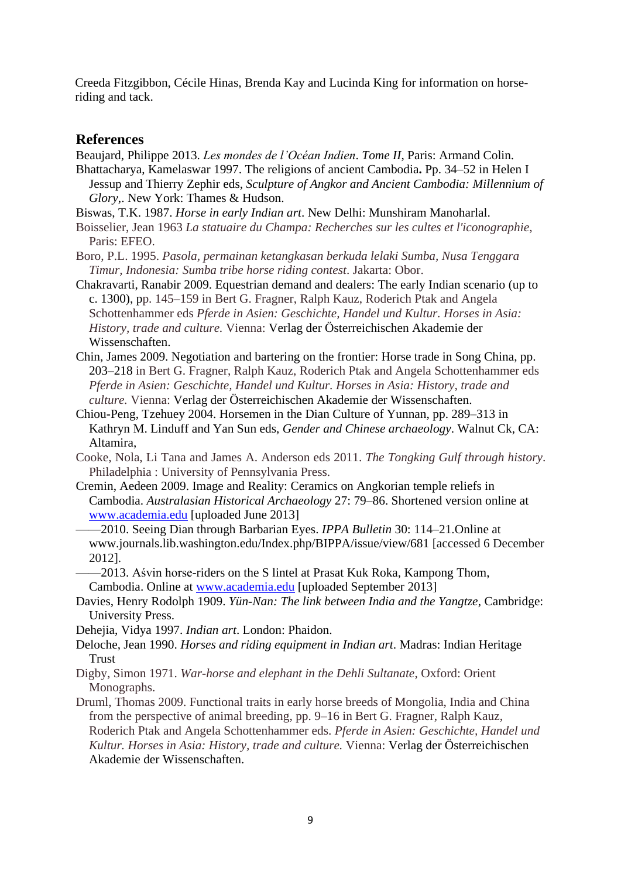Creeda Fitzgibbon, Cécile Hinas, Brenda Kay and Lucinda King for information on horse-riding and tack.

## References

Beaujard, Philippe 2013. *Les mondes de l'Océan Indien*. *Tome II*, Paris: Armand Colin.

Bhattacharya, Kamelaswar 1997. The religions of ancient Cambodia**.** Pp. 34–52 in Helen I Jessup and Thierry Zephir eds, *Sculpture of Angkor and Ancient Cambodia: Millennium of Glory*,. New York: Thames & Hudson.

Biswas, T.K. 1987. *Horse in early Indian art*. New Delhi: Munshiram Manoharlal.

Boisselier, Jean 1963 *La statuaire du Champa: Recherches sur les cultes et l'iconographie*, Paris: EFEO.

Boro, P.L. 1995. *Pasola, permainan ketangkasan berkuda lelaki Sumba, Nusa Tenggara Timur, Indonesia: Sumba tribe horse riding contest*. Jakarta: Obor.

Chakravarti, Ranabir 2009. Equestrian demand and dealers: The early Indian scenario (up to c. 1300), pp. 145–159 in Bert G. Fragner, Ralph Kauz, Roderich Ptak and Angela Schottenhammer eds *Pferde in Asien: Geschichte, Handel und Kultur. Horses in Asia: History, trade and culture.* Vienna: Verlag der Österreichischen Akademie der Wissenschaften.

Chin, James 2009. Negotiation and bartering on the frontier: Horse trade in Song China, pp. 203–218 in Bert G. Fragner, Ralph Kauz, Roderich Ptak and Angela Schottenhammer eds *Pferde in Asien: Geschichte, Handel und Kultur. Horses in Asia: History, trade and culture.* Vienna: Verlag der Österreichischen Akademie der Wissenschaften.

Chiou-Peng, Tzehuey 2004. Horsemen in the Dian Culture of Yunnan, pp. 289–313 in Kathryn M. Linduff and Yan Sun eds, *Gender and Chinese archaeology*. Walnut Ck, CA: Altamira,

Cooke, Nola, Li Tana and James A. Anderson eds 2011. *The Tongking Gulf through history*. Philadelphia : University of Pennsylvania Press.

Cremin, Aedeen 2009. Image and Reality: Ceramics on Angkorian temple reliefs in Cambodia. *Australasian Historical Archaeology* 27: 79–86. Shortened version online at www.academia.edu [uploaded June 2013]

——2010. Seeing Dian through Barbarian Eyes. *IPPA Bulletin* 30: 114–21.Online at www.journals.lib.washington.edu/Index.php/BIPPA/issue/view/681 [accessed 6 December 2012].

——2013. Aśvin horse-riders on the S lintel at Prasat Kuk Roka, Kampong Thom, Cambodia. Online at www.academia.edu [uploaded September 2013]

Davies, Henry Rodolph 1909. *Yün-Nan: The link between India and the Yangtze*, Cambridge: University Press.

Dehejia, Vidya 1997. *Indian art*. London: Phaidon.

Deloche, Jean 1990. *Horses and riding equipment in Indian art*. Madras: Indian Heritage Trust

Digby, Simon 1971. *War-horse and elephant in the Dehli Sultanate*, Oxford: Orient Monographs.

Druml, Thomas 2009. Functional traits in early horse breeds of Mongolia, India and China from the perspective of animal breeding, pp. 9–16 in Bert G. Fragner, Ralph Kauz, Roderich Ptak and Angela Schottenhammer eds. *Pferde in Asien: Geschichte, Handel und Kultur. Horses in Asia: History, trade and culture.* Vienna: Verlag der Österreichischen Akademie der Wissenschaften.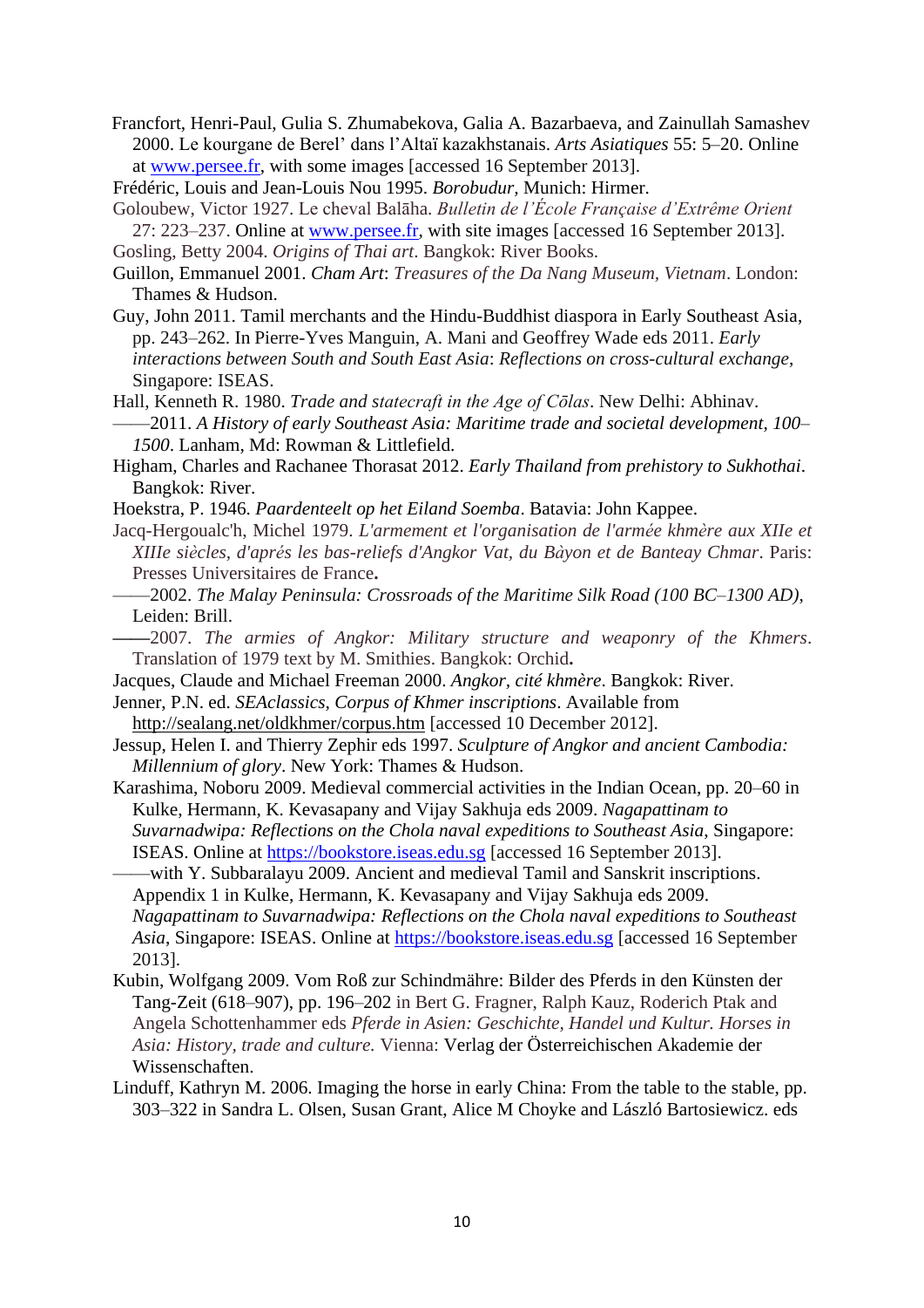Francfort, Henri-Paul, Gulia S. Zhumabekova, Galia A. Bazarbaeva, and Zainullah Samashev 2000. Le kourgane de Berel' dans l'Altaï kazakhstanais. *Arts Asiatiques* 55: 5–20. Online at www.persee.fr, with some images [accessed 16 September 2013].

Frédéric, Louis and Jean-Louis Nou 1995. *Borobudur,* Munich: Hirmer.

Goloubew, Victor 1927. Le cheval Balāha. *Bulletin de l'École Française d'Extrême Orient* 27: 223–237. Online at www.persee.fr, with site images [accessed 16 September 2013].

Gosling, Betty 2004. *Origins of Thai art*. Bangkok: River Books.

Guillon, Emmanuel 2001. *Cham Art*: *Treasures of the Da Nang Museum, Vietnam*. London: Thames & Hudson.

Guy, John 2011. Tamil merchants and the Hindu-Buddhist diaspora in Early Southeast Asia, pp. 243–262. In Pierre-Yves Manguin, A. Mani and Geoffrey Wade eds 2011. *Early interactions between South and South East Asia*: *Reflections on cross-cultural exchange*, Singapore: ISEAS.

Hall, Kenneth R. 1980. *Trade and statecraft in the Age of Cōlas*. New Delhi: Abhinav.

——2011. *A History of early Southeast Asia: Maritime trade and societal development, 100–1500*. Lanham, Md: Rowman & Littlefield.

Higham, Charles and Rachanee Thorasat 2012. *Early Thailand from prehistory to Sukhothai*. Bangkok: River.

Hoekstra, P. 1946. *Paardenteelt op het Eiland Soemba*. Batavia: John Kappee.

Jacq-Hergoualc'h, Michel 1979. *L'armement et l'organisation de l'armée khmère aux XIIe et XIIIe siècles, d'aprés les bas-reliefs d'Angkor Vat, du Bàyon et de Banteay Chmar*. Paris: Presses Universitaires de France**.**

——2002. *The Malay Peninsula: Crossroads of the Maritime Silk Road (100 BC–1300 AD)*, Leiden: Brill.

——2007. *The armies of Angkor: Military structure and weaponry of the Khmers*. Translation of 1979 text by M. Smithies. Bangkok: Orchid**.**

Jacques, Claude and Michael Freeman 2000. *Angkor, cité khmère*. Bangkok: River.

Jenner, P.N. ed. *SEAclassics, Corpus of Khmer inscriptions*. Available from http://sealang.net/oldkhmer/corpus.htm [accessed 10 December 2012].

Jessup, Helen I. and Thierry Zephir eds 1997. *Sculpture of Angkor and ancient Cambodia: Millennium of glory*. New York: Thames & Hudson.

Karashima, Noboru 2009. Medieval commercial activities in the Indian Ocean, pp. 20–60 in Kulke, Hermann, K. Kevasapany and Vijay Sakhuja eds 2009. *Nagapattinam to Suvarnadwipa: Reflections on the Chola naval expeditions to Southeast Asia*, Singapore: ISEAS. Online at https://bookstore.iseas.edu.sg [accessed 16 September 2013].

——with Y. Subbaralayu 2009. Ancient and medieval Tamil and Sanskrit inscriptions. Appendix 1 in Kulke, Hermann, K. Kevasapany and Vijay Sakhuja eds 2009. *Nagapattinam to Suvarnadwipa: Reflections on the Chola naval expeditions to Southeast Asia*, Singapore: ISEAS. Online at https://bookstore.iseas.edu.sg [accessed 16 September 2013].

Kubin, Wolfgang 2009. Vom Roß zur Schindmähre: Bilder des Pferds in den Künsten der Tang-Zeit (618–907), pp. 196–202 in Bert G. Fragner, Ralph Kauz, Roderich Ptak and Angela Schottenhammer eds *Pferde in Asien: Geschichte, Handel und Kultur. Horses in Asia: History, trade and culture.* Vienna: Verlag der Österreichischen Akademie der Wissenschaften.

Linduff, Kathryn M. 2006. Imaging the horse in early China: From the table to the stable, pp. 303–322 in Sandra L. Olsen, Susan Grant, Alice M Choyke and László Bartosiewicz. eds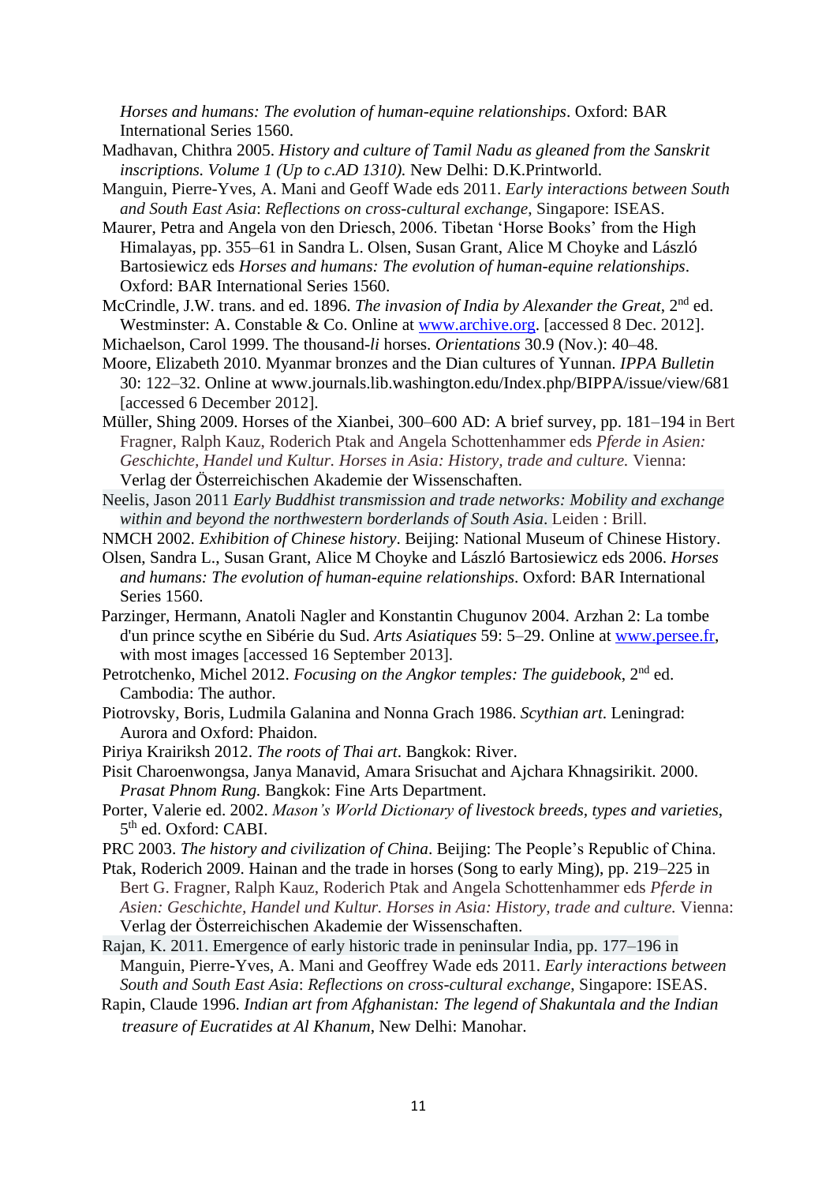*Horses and humans: The evolution of human-equine relationships*. Oxford: BAR International Series 1560.

Madhavan, Chithra 2005. *History and culture of Tamil Nadu as gleaned from the Sanskrit inscriptions. Volume 1 (Up to c.AD 1310).* New Delhi: D.K.Printworld.

Manguin, Pierre-Yves, A. Mani and Geoff Wade eds 2011. *Early interactions between South and South East Asia*: *Reflections on cross-cultural exchange*, Singapore: ISEAS.

Maurer, Petra and Angela von den Driesch, 2006. Tibetan 'Horse Books' from the High Himalayas, pp. 355–61 in Sandra L. Olsen, Susan Grant, Alice M Choyke and László Bartosiewicz eds *Horses and humans: The evolution of human-equine relationships*. Oxford: BAR International Series 1560.

McCrindle, J.W. trans. and ed. 1896. *The invasion of India by Alexander the Great*, 2nd ed. Westminster: A. Constable & Co. Online at www.archive.org. [accessed 8 Dec. 2012].

Michaelson, Carol 1999. The thousand-*li* horses. *Orientations* 30.9 (Nov.): 40–48.

Moore, Elizabeth 2010. Myanmar bronzes and the Dian cultures of Yunnan. *IPPA Bulletin* 30: 122–32. Online at www.journals.lib.washington.edu/Index.php/BIPPA/issue/view/681 [accessed 6 December 2012].

Müller, Shing 2009. Horses of the Xianbei, 300–600 AD: A brief survey, pp. 181–194 in Bert Fragner, Ralph Kauz, Roderich Ptak and Angela Schottenhammer eds *Pferde in Asien: Geschichte, Handel und Kultur. Horses in Asia: History, trade and culture.* Vienna: Verlag der Österreichischen Akademie der Wissenschaften.

Neelis, Jason 2011 *Early Buddhist transmission and trade networks: Mobility and exchange within and beyond the northwestern borderlands of South Asia*. Leiden : Brill.

NMCH 2002. *Exhibition of Chinese history*. Beijing: National Museum of Chinese History.

Olsen, Sandra L., Susan Grant, Alice M Choyke and László Bartosiewicz eds 2006. *Horses and humans: The evolution of human-equine relationships*. Oxford: BAR International Series 1560.

Parzinger, Hermann, Anatoli Nagler and Konstantin Chugunov 2004. Arzhan 2: La tombe d'un prince scythe en Sibérie du Sud. *Arts Asiatiques* 59: 5–29. Online at www.persee.fr, with most images [accessed 16 September 2013].

Petrotchenko, Michel 2012. *Focusing on the Angkor temples: The guidebook*, 2nd ed. Cambodia: The author.

Piotrovsky, Boris, Ludmila Galanina and Nonna Grach 1986. *Scythian art*. Leningrad: Aurora and Oxford: Phaidon.

Piriya Krairiksh 2012. *The roots of Thai art*. Bangkok: River.

Pisit Charoenwongsa, Janya Manavid, Amara Srisuchat and Ajchara Khnagsirikit. 2000. *Prasat Phnom Rung.* Bangkok: Fine Arts Department.

Porter, Valerie ed. 2002. *Mason's World Dictionary of livestock breeds, types and varieties*, 5th ed. Oxford: CABI.

PRC 2003. *The history and civilization of China*. Beijing: The People's Republic of China.

Ptak, Roderich 2009. Hainan and the trade in horses (Song to early Ming), pp. 219–225 in Bert G. Fragner, Ralph Kauz, Roderich Ptak and Angela Schottenhammer eds *Pferde in Asien: Geschichte, Handel und Kultur. Horses in Asia: History, trade and culture.* Vienna: Verlag der Österreichischen Akademie der Wissenschaften.

Rajan, K. 2011. Emergence of early historic trade in peninsular India, pp. 177–196 in Manguin, Pierre-Yves, A. Mani and Geoffrey Wade eds 2011. *Early interactions between South and South East Asia*: *Reflections on cross-cultural exchange*, Singapore: ISEAS.

Rapin, Claude 1996. *Indian art from Afghanistan: The legend of Shakuntala and the Indian treasure of Eucratides at Al Khanum*, New Delhi: Manohar.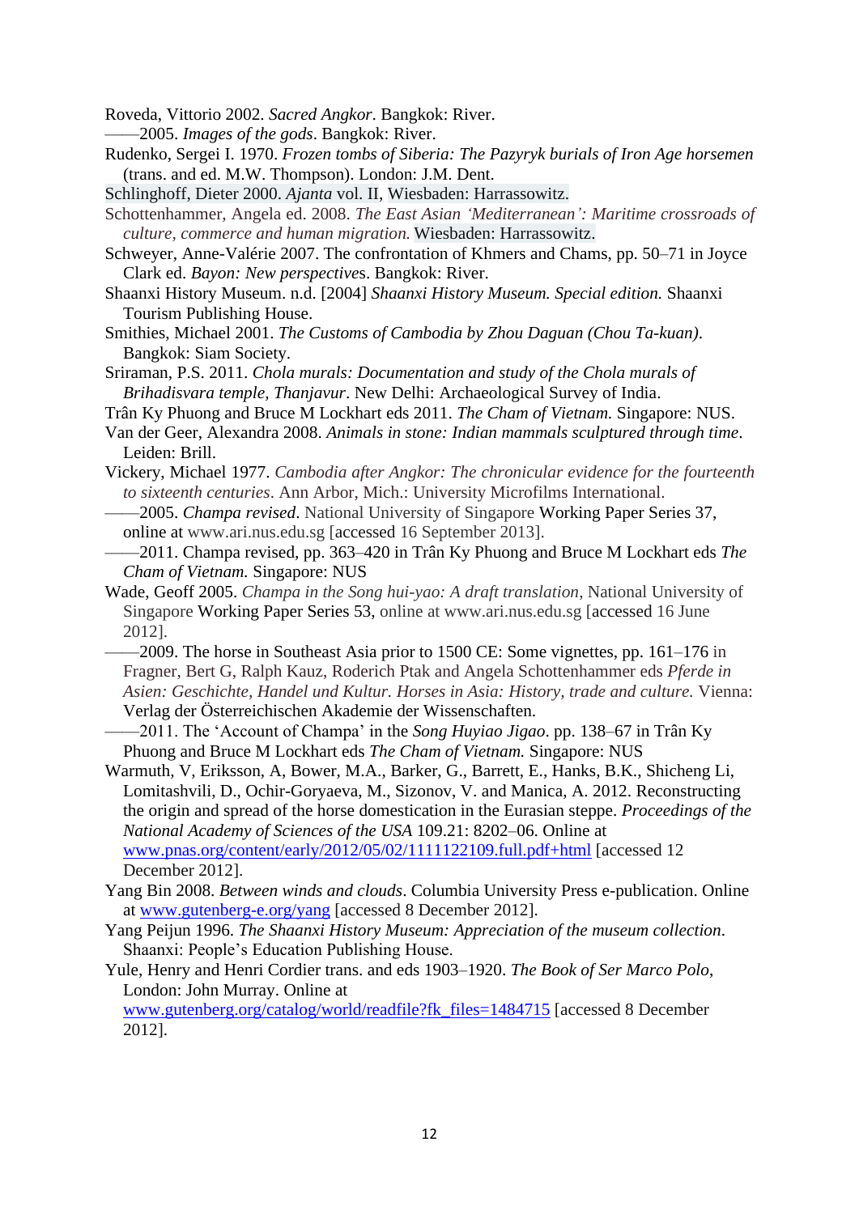Roveda, Vittorio 2002. *Sacred Angkor*. Bangkok: River.

——2005. *Images of the gods*. Bangkok: River.

Rudenko, Sergei I. 1970. *Frozen tombs of Siberia: The Pazyryk burials of Iron Age horsemen* (trans. and ed. M.W. Thompson). London: J.M. Dent.

Schlinghoff, Dieter 2000. *Ajanta* vol. II, Wiesbaden: Harrassowitz.

Schottenhammer, Angela ed. 2008. *The East Asian 'Mediterranean': Maritime crossroads of culture, commerce and human migration.* Wiesbaden: Harrassowitz.

Schweyer, Anne-Valérie 2007. The confrontation of Khmers and Chams, pp. 50–71 in Joyce Clark ed. *Bayon: New perspectives*. Bangkok: River.

Shaanxi History Museum. n.d. [2004] *Shaanxi History Museum. Special edition.* Shaanxi Tourism Publishing House.

Smithies, Michael 2001. *The Customs of Cambodia by Zhou Daguan (Chou Ta-kuan)*. Bangkok: Siam Society.

Sriraman, P.S. 2011. *Chola murals: Documentation and study of the Chola murals of Brihadisvara temple, Thanjavur*. New Delhi: Archaeological Survey of India.

Trân Ky Phuong and Bruce M Lockhart eds 2011. *The Cham of Vietnam.* Singapore: NUS.

Van der Geer, Alexandra 2008. *Animals in stone: Indian mammals sculptured through time*. Leiden: Brill.

Vickery, Michael 1977. *Cambodia after Angkor: The chronicular evidence for the fourteenth to sixteenth centuries*. Ann Arbor, Mich.: University Microfilms International.

——2005. *Champa revised*. National University of Singapore Working Paper Series 37, online at www.ari.nus.edu.sg [accessed 16 September 2013].

——2011. Champa revised, pp. 363–420 in Trân Ky Phuong and Bruce M Lockhart eds *The Cham of Vietnam.* Singapore: NUS

Wade, Geoff 2005. *Champa in the Song hui-yao: A draft translation*, National University of Singapore Working Paper Series 53, online at www.ari.nus.edu.sg [accessed 16 June 2012].

——2009. The horse in Southeast Asia prior to 1500 CE: Some vignettes, pp. 161–176 in Fragner, Bert G, Ralph Kauz, Roderich Ptak and Angela Schottenhammer eds *Pferde in Asien: Geschichte, Handel und Kultur. Horses in Asia: History, trade and culture.* Vienna: Verlag der Österreichischen Akademie der Wissenschaften.

——2011. The 'Account of Champa' in the *Song Huyiao Jigao*. pp. 138–67 in Trân Ky Phuong and Bruce M Lockhart eds *The Cham of Vietnam.* Singapore: NUS

Warmuth, V, Eriksson, A, Bower, M.A., Barker, G., Barrett, E., Hanks, B.K., Shicheng Li, Lomitashvili, D., Ochir-Goryaeva, M., Sizonov, V. and Manica, A. 2012. Reconstructing the origin and spread of the horse domestication in the Eurasian steppe. *Proceedings of the National Academy of Sciences of the USA* 109.21: 8202–06. Online at www.pnas.org/content/early/2012/05/02/1111122109.full.pdf+html [accessed 12 December 2012].

Yang Bin 2008. *Between winds and clouds*. Columbia University Press e-publication. Online at www.gutenberg-e.org/yang [accessed 8 December 2012].

Yang Peijun 1996. *The Shaanxi History Museum: Appreciation of the museum collection*. Shaanxi: People's Education Publishing House.

Yule, Henry and Henri Cordier trans. and eds 1903–1920. *The Book of Ser Marco Polo*, London: John Murray. Online at www.gutenberg.org/catalog/world/readfile?fk_files=1484715 [accessed 8 December 2012].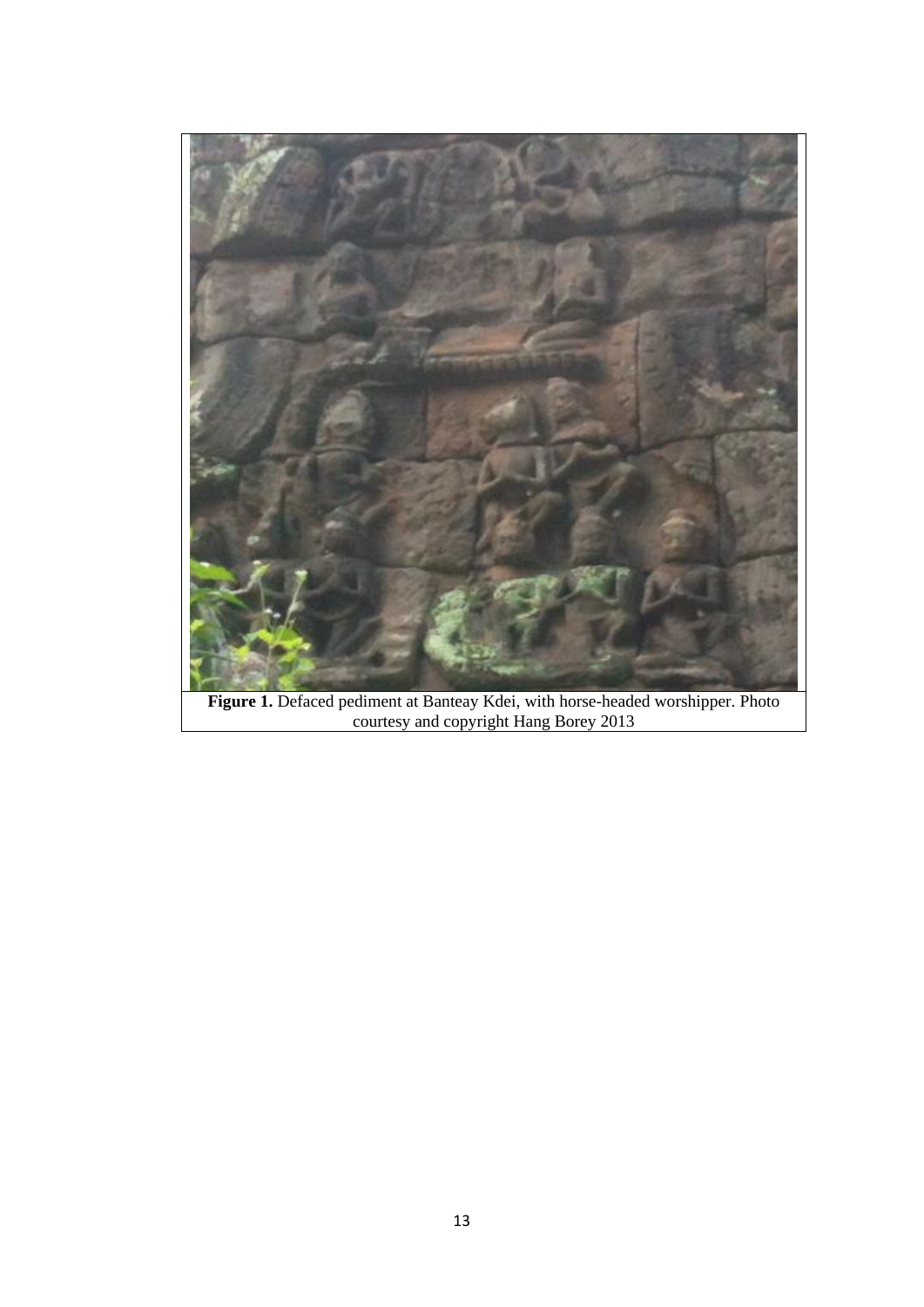**Figure 1.** Defaced pediment at Banteay Kdei, with horse-headed worshipper. Photo courtesy and copyright Hang Borey 2013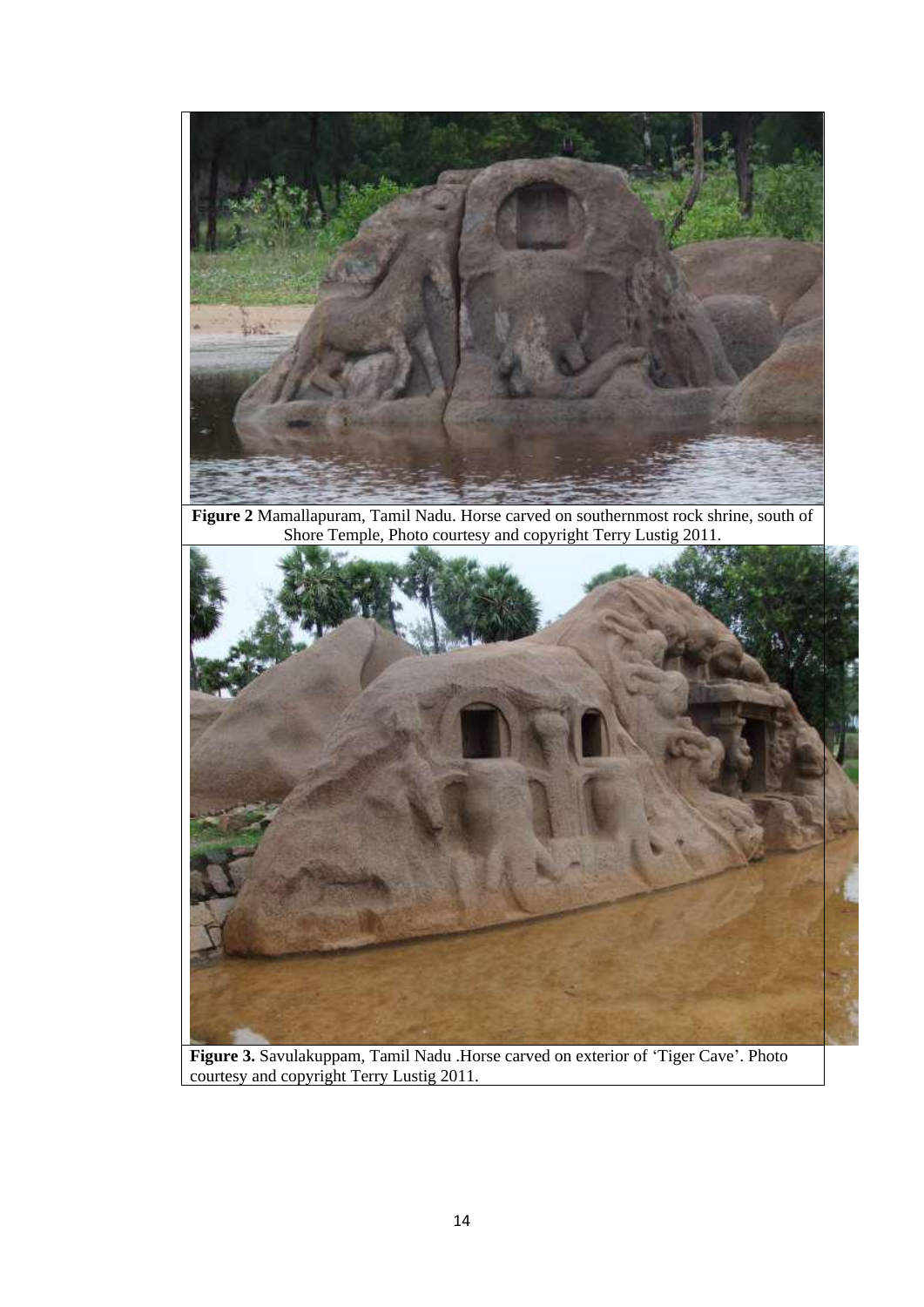**Figure 2** Mamallapuram, Tamil Nadu. Horse carved on southernmost rock shrine, south of Shore Temple, Photo courtesy and copyright Terry Lustig 2011.

**Figure 3.** Savulakuppam, Tamil Nadu .Horse carved on exterior of 'Tiger Cave'. Photo courtesy and copyright Terry Lustig 2011.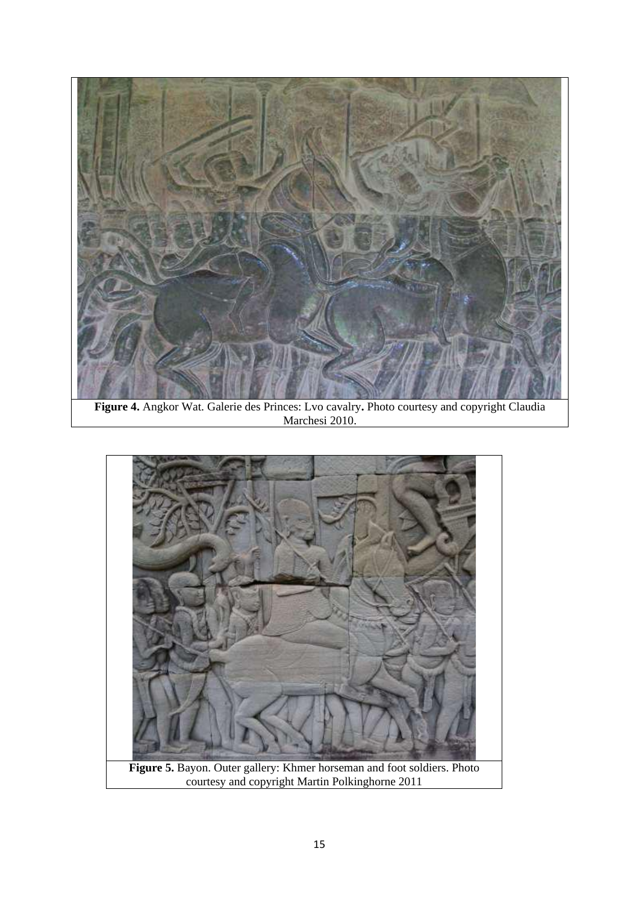**Figure 4.** Angkor Wat. Galerie des Princes: Lvo cavalry**.** Photo courtesy and copyright Claudia Marchesi 2010.

**Figure 5.** Bayon. Outer gallery: Khmer horseman and foot soldiers. Photo courtesy and copyright Martin Polkinghorne 2011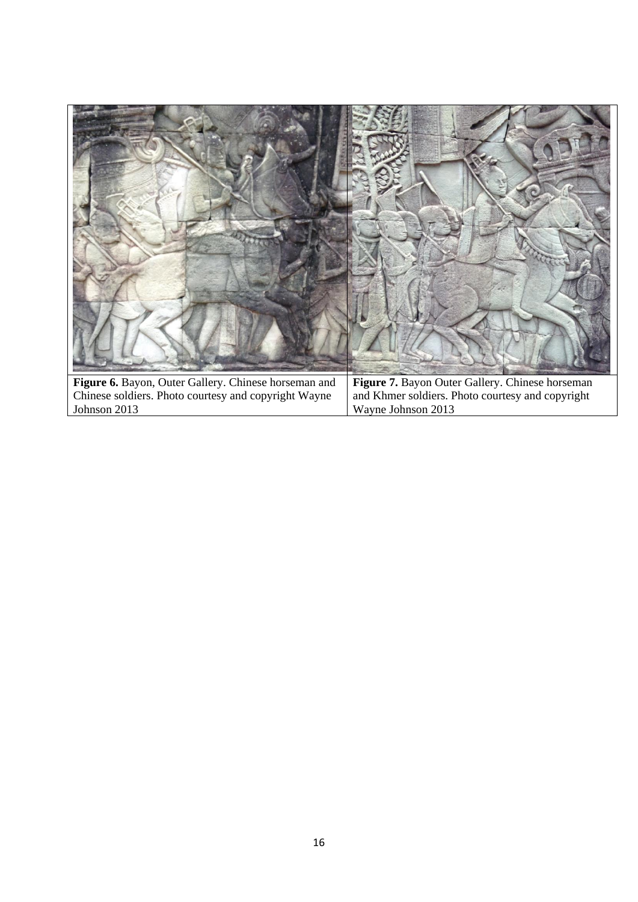**Figure 6.** Bayon, Outer Gallery. Chinese horseman and Chinese soldiers. Photo courtesy and copyright Wayne Johnson 2013

**Figure 7.** Bayon Outer Gallery. Chinese horseman and Khmer soldiers. Photo courtesy and copyright Wayne Johnson 2013